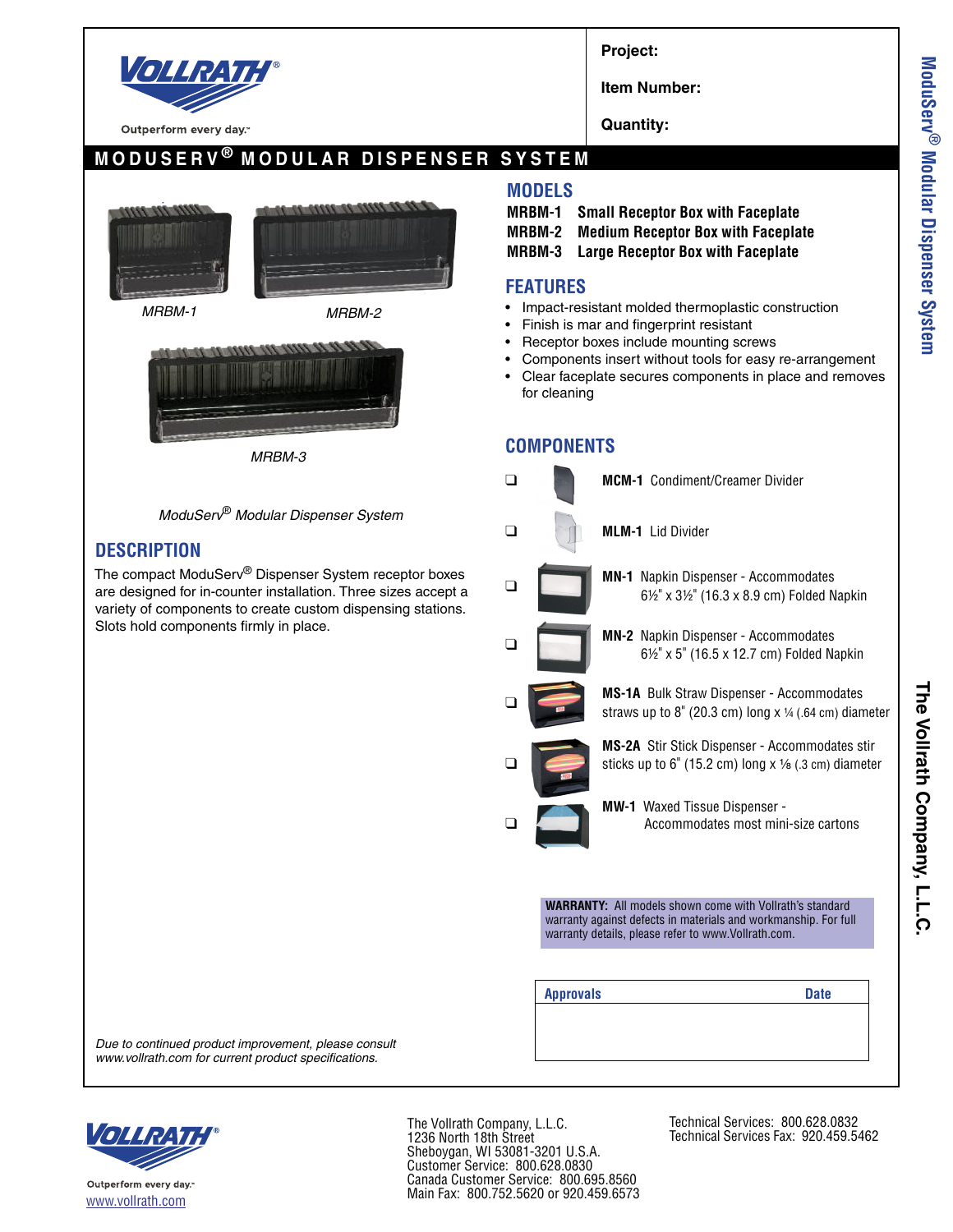Project:

Item Number:

Quantity:

# MODUSERV® MODULAR DISPENSER SYSTEM

MRBM-1

MRBM-2

MRBM-3

*ModuServ® Modular Dispenser System*

## MODELS

**MRBM-1 Small Receptor Box with Faceplate**
**MRBM-2 Medium Receptor Box with Faceplate**
**MRBM-3 Large Receptor Box with Faceplate**

## FEATURES

- Impact-resistant molded thermoplastic construction
- Finish is mar and fingerprint resistant
- Receptor boxes include mounting screws
- Components insert without tools for easy re-arrangement
- Clear faceplate secures components in place and removes for cleaning

## DESCRIPTION

The compact ModuServ® Dispenser System receptor boxes are designed for in-counter installation. Three sizes accept a variety of components to create custom dispensing stations. Slots hold components firmly in place.

## COMPONENTS

- ❑ **MCM-1** Condiment/Creamer Divider
- ❑ **MLM-1** Lid Divider
- ❑ **MN-1** Napkin Dispenser - Accommodates 6½" x 3½" (16.3 x 8.9 cm) Folded Napkin
- ❑ **MN-2** Napkin Dispenser - Accommodates 6½" x 5" (16.5 x 12.7 cm) Folded Napkin
- ❑ **MS-1A** Bulk Straw Dispenser - Accommodates straws up to 8" (20.3 cm) long x ¼ (.64 cm) diameter
- ❑ **MS-2A** Stir Stick Dispenser - Accommodates stir sticks up to 6" (15.2 cm) long x ⅛ (.3 cm) diameter
- ❑ **MW-1** Waxed Tissue Dispenser - Accommodates most mini-size cartons

**WARRANTY:** All models shown come with Vollrath's standard warranty against defects in materials and workmanship. For full warranty details, please refer to www.Vollrath.com.

| Approvals | Date |
|---|---|
| | |

*Due to continued product improvement, please consult www.vollrath.com for current product specifications.*

The Vollrath Company, L.L.C.
1236 North 18th Street
Sheboygan, WI 53081-3201 U.S.A.
Customer Service: 800.628.0830
Canada Customer Service: 800.695.8560
Main Fax: 800.752.5620 or 920.459.6573

Technical Services: 800.628.0832
Technical Services Fax: 920.459.5462

Outperform every day.™
www.vollrath.com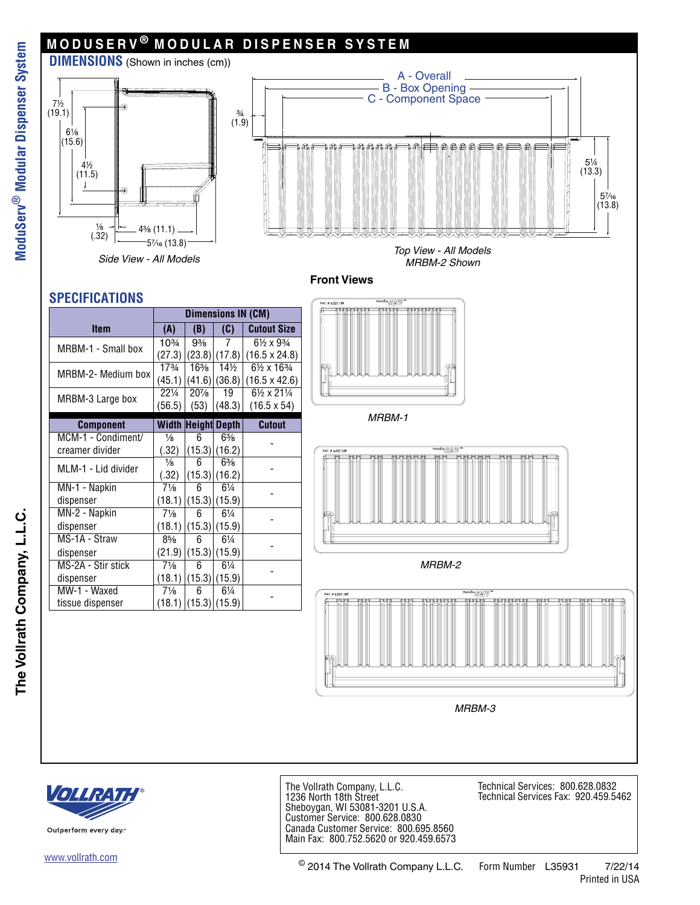# MODUSERV® MODULAR DISPENSER SYSTEM

## DIMENSIONS (Shown in inches (cm))

7½ (19.1)
6⅛ (15.6)
4½ (11.5)
⅛ (.32)
4⅜ (11.1)
5⁷⁄₁₆ (13.8)

*Side View - All Models*

A - Overall
B - Box Opening
C - Component Space
¾ (1.9)
5¼ (13.3)
5⁷⁄₁₆ (13.8)

*Top View - All Models*
*MRBM-2 Shown*

## SPECIFICATIONS

| Item | Dimensions IN (CM) | | | |
|---|---|---|---|---|
| | (A) | (B) | (C) | Cutout Size |
| MRBM-1 - Small box | 10¾ (27.3) | 9⅜ (23.8) | 7 (17.8) | 6½ x 9¾ (16.5 x 24.8) |
| MRBM-2- Medium box | 17¾ (45.1) | 16⅜ (41.6) | 14½ (36.8) | 6½ x 16¾ (16.5 x 42.6) |
| MRBM-3 Large box | 22¼ (56.5) | 20⅞ (53) | 19 (48.3) | 6½ x 21¼ (16.5 x 54) |

| Component | Width | Height | Depth | Cutout |
|---|---|---|---|---|
| MCM-1 - Condiment/ creamer divider | ⅛ (.32) | 6 (15.3) | 6⅜ (16.2) | - |
| MLM-1 - Lid divider | ⅛ (.32) | 6 (15.3) | 6⅜ (16.2) | - |
| MN-1 - Napkin dispenser | 7⅛ (18.1) | 6 (15.3) | 6¼ (15.9) | - |
| MN-2 - Napkin dispenser | 7⅛ (18.1) | 6 (15.3) | 6¼ (15.9) | - |
| MS-1A - Straw dispenser | 8⅝ (21.9) | 6 (15.3) | 6¼ (15.9) | - |
| MS-2A - Stir stick dispenser | 7⅛ (18.1) | 6 (15.3) | 6¼ (15.9) | - |
| MW-1 - Waxed tissue dispenser | 7⅛ (18.1) | 6 (15.3) | 6¼ (15.9) | - |

**Front Views**

*MRBM-1*

*MRBM-2*

*MRBM-3*

VOLLRATH®
Outperform every day.™

www.vollrath.com

The Vollrath Company, L.L.C.
1236 North 18th Street
Sheboygan, WI 53081-3201 U.S.A.
Customer Service: 800.628.0830
Canada Customer Service: 800.695.8560
Main Fax: 800.752.5620 or 920.459.6573

Technical Services: 800.628.0832
Technical Services Fax: 920.459.5462

© 2014 The Vollrath Company L.L.C. Form Number L35931 7/22/14
Printed in USA